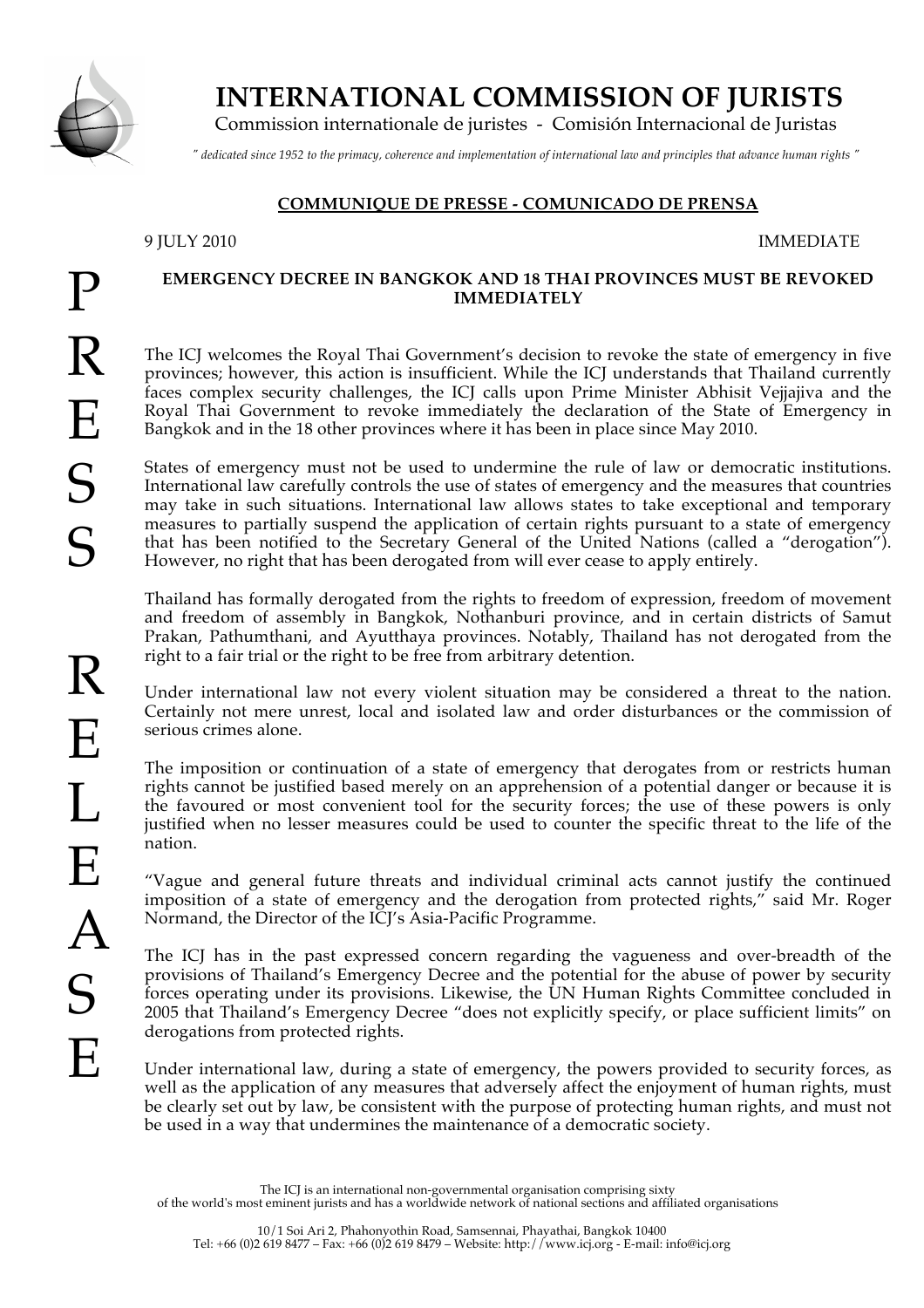# INTERNATIONAL COMMISSION OF JURISTS

Commission internationale de juristes - Comisión Internacional de Juristas

*" dedicated since 1952 to the primacy, coherence and implementation of international law and principles that advance human rights "*

**COMMUNIQUE DE PRESSE - COMUNICADO DE PRENSA**

PRESS RELEASE

9 JULY 2010 IMMEDIATE

## EMERGENCY DECREE IN BANGKOK AND 18 THAI PROVINCES MUST BE REVOKED IMMEDIATELY

The ICJ welcomes the Royal Thai Government's decision to revoke the state of emergency in five provinces; however, this action is insufficient. While the ICJ understands that Thailand currently faces complex security challenges, the ICJ calls upon Prime Minister Abhisit Vejjajiva and the Royal Thai Government to revoke immediately the declaration of the State of Emergency in Bangkok and in the 18 other provinces where it has been in place since May 2010.

States of emergency must not be used to undermine the rule of law or democratic institutions. International law carefully controls the use of states of emergency and the measures that countries may take in such situations. International law allows states to take exceptional and temporary measures to partially suspend the application of certain rights pursuant to a state of emergency that has been notified to the Secretary General of the United Nations (called a "derogation"). However, no right that has been derogated from will ever cease to apply entirely.

Thailand has formally derogated from the rights to freedom of expression, freedom of movement and freedom of assembly in Bangkok, Nothanburi province, and in certain districts of Samut Prakan, Pathumthani, and Ayutthaya provinces. Notably, Thailand has not derogated from the right to a fair trial or the right to be free from arbitrary detention.

Under international law not every violent situation may be considered a threat to the nation. Certainly not mere unrest, local and isolated law and order disturbances or the commission of serious crimes alone.

The imposition or continuation of a state of emergency that derogates from or restricts human rights cannot be justified based merely on an apprehension of a potential danger or because it is the favoured or most convenient tool for the security forces; the use of these powers is only justified when no lesser measures could be used to counter the specific threat to the life of the nation.

"Vague and general future threats and individual criminal acts cannot justify the continued imposition of a state of emergency and the derogation from protected rights," said Mr. Roger Normand, the Director of the ICJ's Asia-Pacific Programme.

The ICJ has in the past expressed concern regarding the vagueness and over-breadth of the provisions of Thailand's Emergency Decree and the potential for the abuse of power by security forces operating under its provisions. Likewise, the UN Human Rights Committee concluded in 2005 that Thailand's Emergency Decree "does not explicitly specify, or place sufficient limits" on derogations from protected rights.

Under international law, during a state of emergency, the powers provided to security forces, as well as the application of any measures that adversely affect the enjoyment of human rights, must be clearly set out by law, be consistent with the purpose of protecting human rights, and must not be used in a way that undermines the maintenance of a democratic society.

The ICJ is an international non-governmental organisation comprising sixty of the world's most eminent jurists and has a worldwide network of national sections and affiliated organisations

10/1 Soi Ari 2, Phahonyothin Road, Samsennai, Phayathai, Bangkok 10400
Tel: +66 (0)2 619 8477 – Fax: +66 (0)2 619 8479 – Website: http://www.icj.org - E-mail: info@icj.org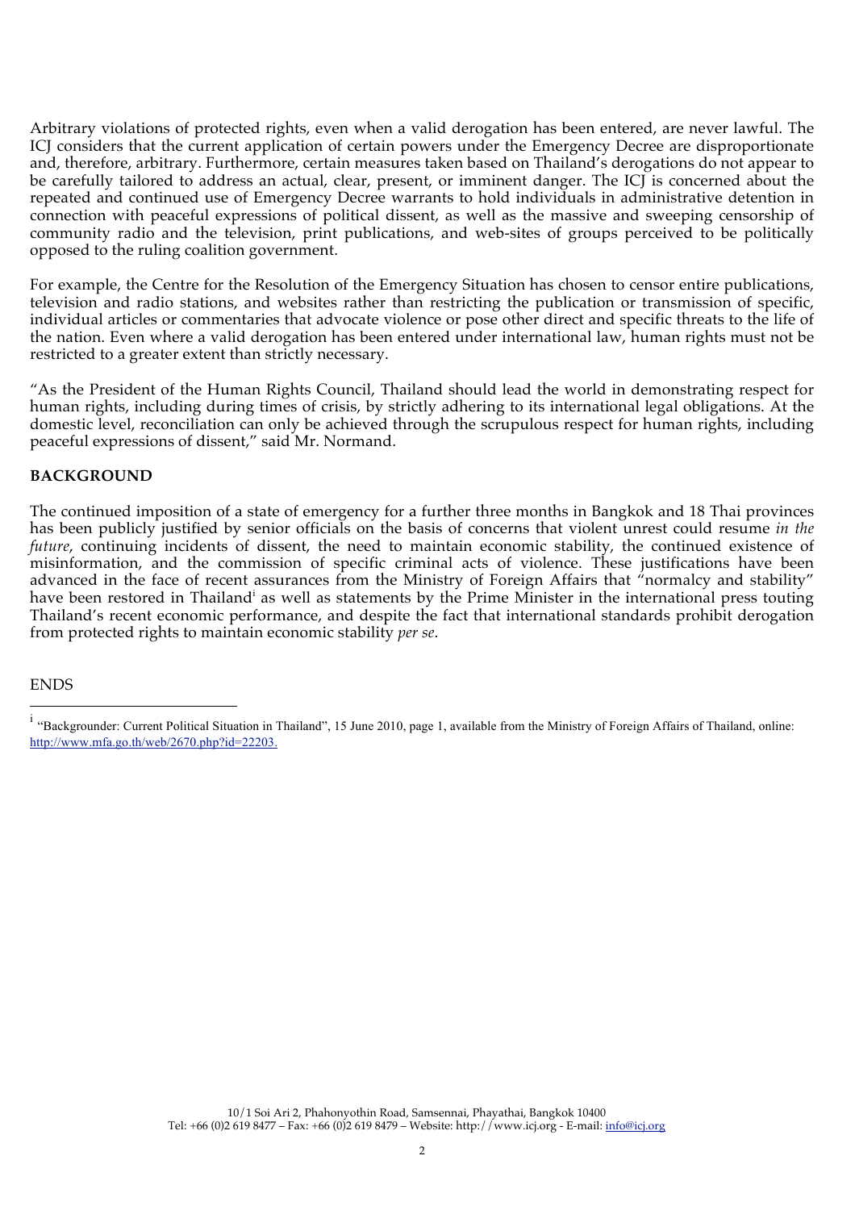Arbitrary violations of protected rights, even when a valid derogation has been entered, are never lawful. The ICJ considers that the current application of certain powers under the Emergency Decree are disproportionate and, therefore, arbitrary. Furthermore, certain measures taken based on Thailand's derogations do not appear to be carefully tailored to address an actual, clear, present, or imminent danger. The ICJ is concerned about the repeated and continued use of Emergency Decree warrants to hold individuals in administrative detention in connection with peaceful expressions of political dissent, as well as the massive and sweeping censorship of community radio and the television, print publications, and web-sites of groups perceived to be politically opposed to the ruling coalition government.

For example, the Centre for the Resolution of the Emergency Situation has chosen to censor entire publications, television and radio stations, and websites rather than restricting the publication or transmission of specific, individual articles or commentaries that advocate violence or pose other direct and specific threats to the life of the nation. Even where a valid derogation has been entered under international law, human rights must not be restricted to a greater extent than strictly necessary.

"As the President of the Human Rights Council, Thailand should lead the world in demonstrating respect for human rights, including during times of crisis, by strictly adhering to its international legal obligations. At the domestic level, reconciliation can only be achieved through the scrupulous respect for human rights, including peaceful expressions of dissent," said Mr. Normand.

**BACKGROUND**

The continued imposition of a state of emergency for a further three months in Bangkok and 18 Thai provinces has been publicly justified by senior officials on the basis of concerns that violent unrest could resume *in the future*, continuing incidents of dissent, the need to maintain economic stability, the continued existence of misinformation, and the commission of specific criminal acts of violence. These justifications have been advanced in the face of recent assurances from the Ministry of Foreign Affairs that "normalcy and stability" have been restored in Thailand[i] as well as statements by the Prime Minister in the international press touting Thailand's recent economic performance, and despite the fact that international standards prohibit derogation from protected rights to maintain economic stability *per se*.

ENDS

[i] "Backgrounder: Current Political Situation in Thailand", 15 June 2010, page 1, available from the Ministry of Foreign Affairs of Thailand, online: http://www.mfa.go.th/web/2670.php?id=22203.

10/1 Soi Ari 2, Phahonyothin Road, Samsennai, Phayathai, Bangkok 10400
Tel: +66 (0)2 619 8477 – Fax: +66 (0)2 619 8479 – Website: http://www.icj.org - E-mail: info@icj.org